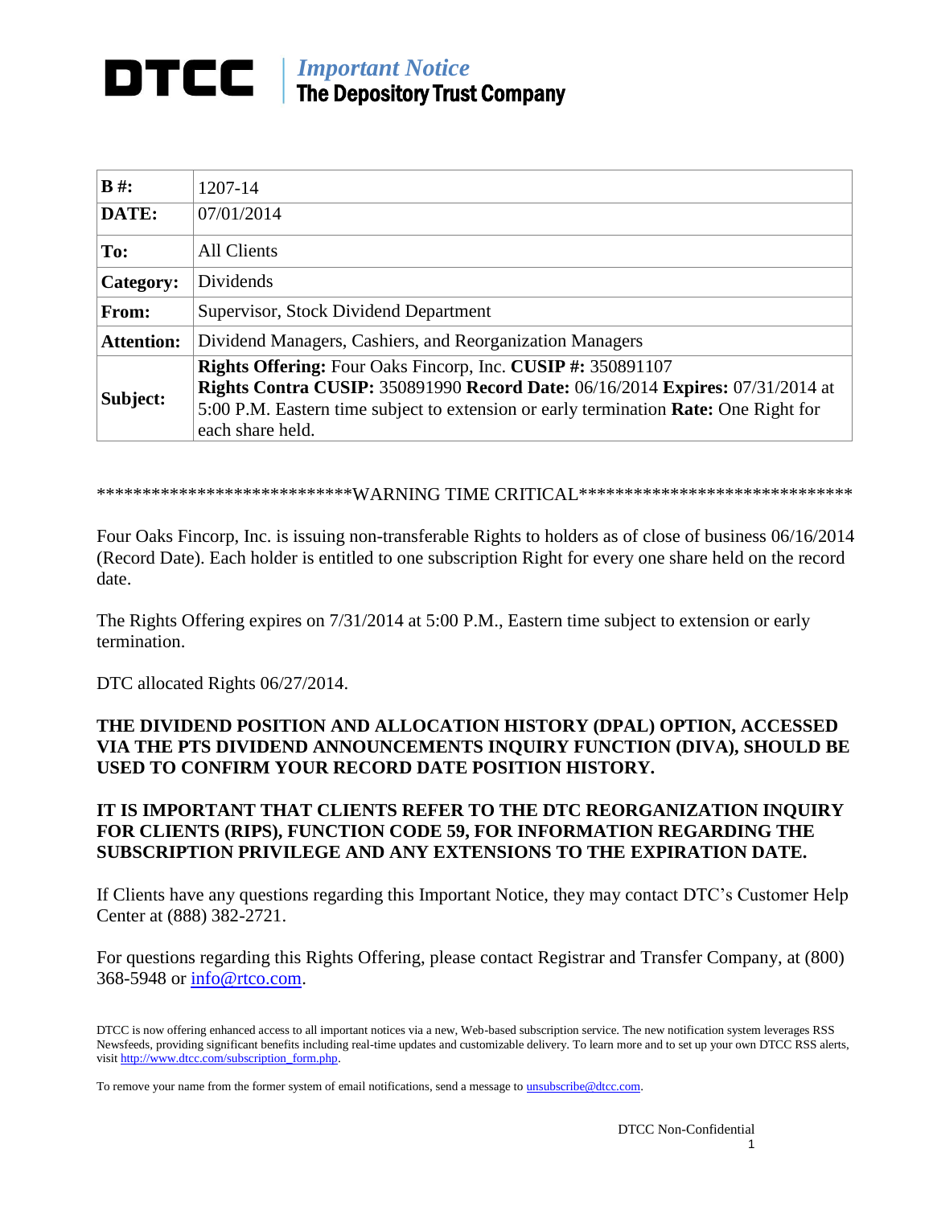**DTCC** | *Important Notice*
**The Depository Trust Company**

| | |
|---|---|
| **B #:** | 1207-14 |
| **DATE:** | 07/01/2014 |
| **To:** | All Clients |
| **Category:** | Dividends |
| **From:** | Supervisor, Stock Dividend Department |
| **Attention:** | Dividend Managers, Cashiers, and Reorganization Managers |
| **Subject:** | **Rights Offering:** Four Oaks Fincorp, Inc. **CUSIP #:** 350891107 **Rights Contra CUSIP:** 350891990 **Record Date:** 06/16/2014 **Expires:** 07/31/2014 at 5:00 P.M. Eastern time subject to extension or early termination **Rate:** One Right for each share held. |

***************************WARNING TIME CRITICAL******************************

Four Oaks Fincorp, Inc. is issuing non-transferable Rights to holders as of close of business 06/16/2014 (Record Date). Each holder is entitled to one subscription Right for every one share held on the record date.

The Rights Offering expires on 7/31/2014 at 5:00 P.M., Eastern time subject to extension or early termination.

DTC allocated Rights 06/27/2014.

**THE DIVIDEND POSITION AND ALLOCATION HISTORY (DPAL) OPTION, ACCESSED VIA THE PTS DIVIDEND ANNOUNCEMENTS INQUIRY FUNCTION (DIVA), SHOULD BE USED TO CONFIRM YOUR RECORD DATE POSITION HISTORY.**

**IT IS IMPORTANT THAT CLIENTS REFER TO THE DTC REORGANIZATION INQUIRY FOR CLIENTS (RIPS), FUNCTION CODE 59, FOR INFORMATION REGARDING THE SUBSCRIPTION PRIVILEGE AND ANY EXTENSIONS TO THE EXPIRATION DATE.**

If Clients have any questions regarding this Important Notice, they may contact DTC's Customer Help Center at (888) 382-2721.

For questions regarding this Rights Offering, please contact Registrar and Transfer Company, at (800) 368-5948 or [info@rtco.com](mailto:info@rtco.com).

DTCC is now offering enhanced access to all important notices via a new, Web-based subscription service. The new notification system leverages RSS Newsfeeds, providing significant benefits including real-time updates and customizable delivery. To learn more and to set up your own DTCC RSS alerts, visit [http://www.dtcc.com/subscription_form.php](http://www.dtcc.com/subscription_form.php).

To remove your name from the former system of email notifications, send a message to [unsubscribe@dtcc.com](mailto:unsubscribe@dtcc.com).

DTCC Non-Confidential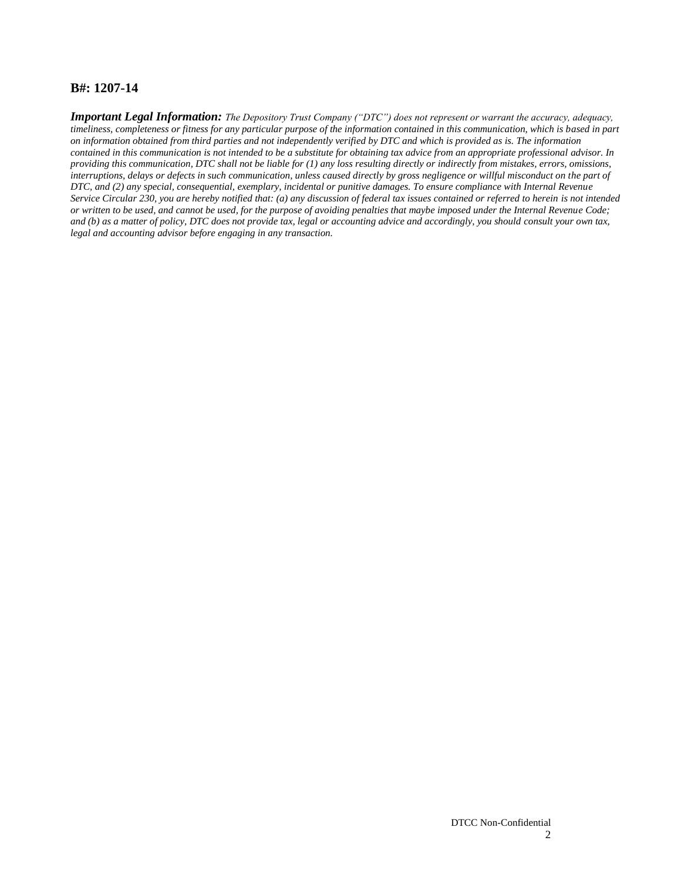**B#: 1207-14**

***Important Legal Information:*** *The Depository Trust Company ("DTC") does not represent or warrant the accuracy, adequacy, timeliness, completeness or fitness for any particular purpose of the information contained in this communication, which is based in part on information obtained from third parties and not independently verified by DTC and which is provided as is. The information contained in this communication is not intended to be a substitute for obtaining tax advice from an appropriate professional advisor. In providing this communication, DTC shall not be liable for (1) any loss resulting directly or indirectly from mistakes, errors, omissions, interruptions, delays or defects in such communication, unless caused directly by gross negligence or willful misconduct on the part of DTC, and (2) any special, consequential, exemplary, incidental or punitive damages. To ensure compliance with Internal Revenue Service Circular 230, you are hereby notified that: (a) any discussion of federal tax issues contained or referred to herein is not intended or written to be used, and cannot be used, for the purpose of avoiding penalties that maybe imposed under the Internal Revenue Code; and (b) as a matter of policy, DTC does not provide tax, legal or accounting advice and accordingly, you should consult your own tax, legal and accounting advisor before engaging in any transaction.*

DTCC Non-Confidential